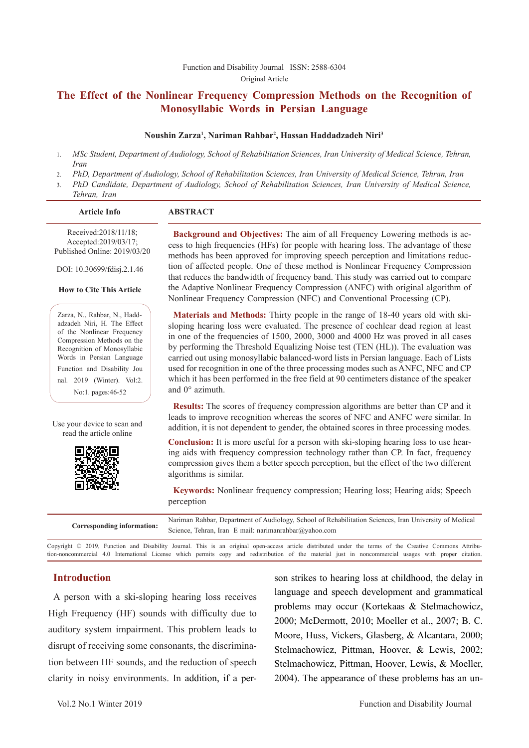Function and Disability Journal ISSN: 2588-6304

Original Article

# The Effect of the Nonlinear Frequency Compression Methods on the Recognition of Monosyllabic Words in Persian Language

**Noushin Zarza[1], Nariman Rahbar[2], Hassan Haddadzadeh Niri[3]**

1. *MSc Student, Department of Audiology, School of Rehabilitation Sciences, Iran University of Medical Science, Tehran, Iran*
2. *PhD, Department of Audiology, School of Rehabilitation Sciences, Iran University of Medical Science, Tehran, Iran*
3. *PhD Candidate, Department of Audiology, School of Rehabilitation Sciences, Iran University of Medical Science, Tehran, Iran*

**Article Info**

Received:2018/11/18;
Accepted:2019/03/17;
Published Online: 2019/03/20

DOI: 10.30699/fdisj.2.1.46

**How to Cite This Article**

Zarza, N., Rahbar, N., Haddadzadeh Niri, H. The Effect of the Nonlinear Frequency Compression Methods on the Recognition of Monosyllabic Words in Persian Language Function and Disability Journal. 2019 (Winter). Vol:2. No:1. pages:46-52

Use your device to scan and read the article online

## ABSTRACT

**Background and Objectives:** The aim of all Frequency Lowering methods is access to high frequencies (HFs) for people with hearing loss. The advantage of these methods has been approved for improving speech perception and limitations reduction of affected people. One of these method is Nonlinear Frequency Compression that reduces the bandwidth of frequency band. This study was carried out to compare the Adaptive Nonlinear Frequency Compression (ANFC) with original algorithm of Nonlinear Frequency Compression (NFC) and Conventional Processing (CP).

**Materials and Methods:** Thirty people in the range of 18-40 years old with ski-sloping hearing loss were evaluated. The presence of cochlear dead region at least in one of the frequencies of 1500, 2000, 3000 and 4000 Hz was proved in all cases by performing the Threshold Equalizing Noise test (TEN (HL)). The evaluation was carried out using monosyllabic balanced-word lists in Persian language. Each of Lists used for recognition in one of the three processing modes such as ANFC, NFC and CP which it has been performed in the free field at 90 centimeters distance of the speaker and 0° azimuth.

**Results:** The scores of frequency compression algorithms are better than CP and it leads to improve recognition whereas the scores of NFC and ANFC were similar. In addition, it is not dependent to gender, the obtained scores in three processing modes.

**Conclusion:** It is more useful for a person with ski-sloping hearing loss to use hearing aids with frequency compression technology rather than CP. In fact, frequency compression gives them a better speech perception, but the effect of the two different algorithms is similar.

**Keywords:** Nonlinear frequency compression; Hearing loss; Hearing aids; Speech perception

**Corresponding information:** Nariman Rahbar, Department of Audiology, School of Rehabilitation Sciences, Iran University of Medical Science, Tehran, Iran E mail: narimanrahbar@yahoo.com

Copyright © 2019, Function and Disability Journal. This is an original open-access article distributed under the terms of the Creative Commons Attribution-noncommercial 4.0 International License which permits copy and redistribution of the material just in noncommercial usages with proper citation.

## Introduction

A person with a ski-sloping hearing loss receives High Frequency (HF) sounds with difficulty due to auditory system impairment. This problem leads to disrupt of receiving some consonants, the discrimination between HF sounds, and the reduction of speech clarity in noisy environments. In addition, if a person strikes to hearing loss at childhood, the delay in language and speech development and grammatical problems may occur (Kortekaas & Stelmachowicz, 2000; McDermott, 2010; Moeller et al., 2007; B. C. Moore, Huss, Vickers, Glasberg, & Alcantara, 2000; Stelmachowicz, Pittman, Hoover, & Lewis, 2002; Stelmachowicz, Pittman, Hoover, Lewis, & Moeller, 2004). The appearance of these problems has an un-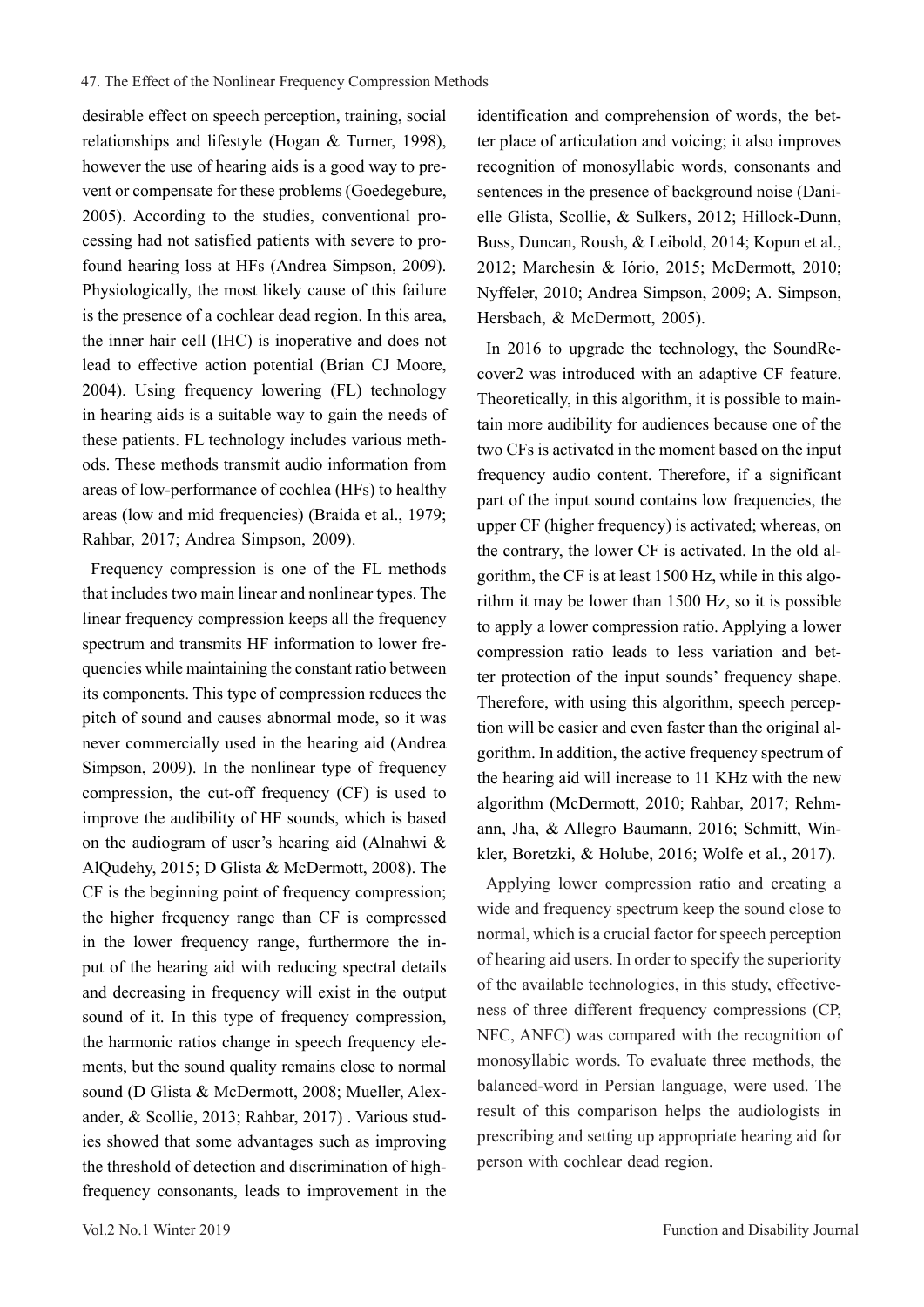desirable effect on speech perception, training, social relationships and lifestyle (Hogan & Turner, 1998), however the use of hearing aids is a good way to prevent or compensate for these problems (Goedegebure, 2005). According to the studies, conventional processing had not satisfied patients with severe to profound hearing loss at HFs (Andrea Simpson, 2009). Physiologically, the most likely cause of this failure is the presence of a cochlear dead region. In this area, the inner hair cell (IHC) is inoperative and does not lead to effective action potential (Brian CJ Moore, 2004). Using frequency lowering (FL) technology in hearing aids is a suitable way to gain the needs of these patients. FL technology includes various methods. These methods transmit audio information from areas of low-performance of cochlea (HFs) to healthy areas (low and mid frequencies) (Braida et al., 1979; Rahbar, 2017; Andrea Simpson, 2009).

Frequency compression is one of the FL methods that includes two main linear and nonlinear types. The linear frequency compression keeps all the frequency spectrum and transmits HF information to lower frequencies while maintaining the constant ratio between its components. This type of compression reduces the pitch of sound and causes abnormal mode, so it was never commercially used in the hearing aid (Andrea Simpson, 2009). In the nonlinear type of frequency compression, the cut-off frequency (CF) is used to improve the audibility of HF sounds, which is based on the audiogram of user's hearing aid (Alnahwi & AlQudehy, 2015; D Glista & McDermott, 2008). The CF is the beginning point of frequency compression; the higher frequency range than CF is compressed in the lower frequency range, furthermore the input of the hearing aid with reducing spectral details and decreasing in frequency will exist in the output sound of it. In this type of frequency compression, the harmonic ratios change in speech frequency elements, but the sound quality remains close to normal sound (D Glista & McDermott, 2008; Mueller, Alexander, & Scollie, 2013; Rahbar, 2017) . Various studies showed that some advantages such as improving the threshold of detection and discrimination of high-frequency consonants, leads to improvement in the identification and comprehension of words, the better place of articulation and voicing; it also improves recognition of monosyllabic words, consonants and sentences in the presence of background noise (Danielle Glista, Scollie, & Sulkers, 2012; Hillock-Dunn, Buss, Duncan, Roush, & Leibold, 2014; Kopun et al., 2012; Marchesin & Iório, 2015; McDermott, 2010; Nyffeler, 2010; Andrea Simpson, 2009; A. Simpson, Hersbach, & McDermott, 2005).

In 2016 to upgrade the technology, the SoundRecover2 was introduced with an adaptive CF feature. Theoretically, in this algorithm, it is possible to maintain more audibility for audiences because one of the two CFs is activated in the moment based on the input frequency audio content. Therefore, if a significant part of the input sound contains low frequencies, the upper CF (higher frequency) is activated; whereas, on the contrary, the lower CF is activated. In the old algorithm, the CF is at least 1500 Hz, while in this algorithm it may be lower than 1500 Hz, so it is possible to apply a lower compression ratio. Applying a lower compression ratio leads to less variation and better protection of the input sounds' frequency shape. Therefore, with using this algorithm, speech perception will be easier and even faster than the original algorithm. In addition, the active frequency spectrum of the hearing aid will increase to 11 KHz with the new algorithm (McDermott, 2010; Rahbar, 2017; Rehmann, Jha, & Allegro Baumann, 2016; Schmitt, Winkler, Boretzki, & Holube, 2016; Wolfe et al., 2017).

Applying lower compression ratio and creating a wide and frequency spectrum keep the sound close to normal, which is a crucial factor for speech perception of hearing aid users. In order to specify the superiority of the available technologies, in this study, effectiveness of three different frequency compressions (CP, NFC, ANFC) was compared with the recognition of monosyllabic words. To evaluate three methods, the balanced-word in Persian language, were used. The result of this comparison helps the audiologists in prescribing and setting up appropriate hearing aid for person with cochlear dead region.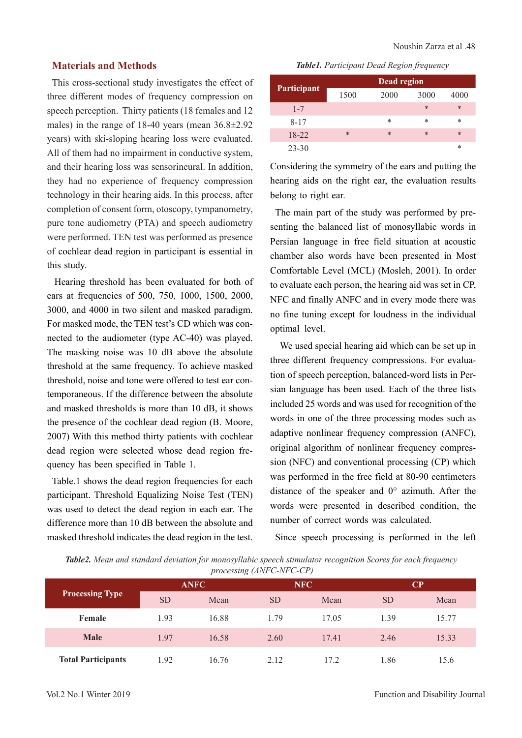## Materials and Methods

This cross-sectional study investigates the effect of three different modes of frequency compression on speech perception. Thirty patients (18 females and 12 males) in the range of 18-40 years (mean 36.8±2.92 years) with ski-sloping hearing loss were evaluated. All of them had no impairment in conductive system, and their hearing loss was sensorineural. In addition, they had no experience of frequency compression technology in their hearing aids. In this process, after completion of consent form, otoscopy, tympanometry, pure tone audiometry (PTA) and speech audiometry were performed. TEN test was performed as presence of cochlear dead region in participant is essential in this study.

Hearing threshold has been evaluated for both of ears at frequencies of 500, 750, 1000, 1500, 2000, 3000, and 4000 in two silent and masked paradigm. For masked mode, the TEN test's CD which was connected to the audiometer (type AC-40) was played. The masking noise was 10 dB above the absolute threshold at the same frequency. To achieve masked threshold, noise and tone were offered to test ear contemporaneous. If the difference between the absolute and masked thresholds is more than 10 dB, it shows the presence of the cochlear dead region (B. Moore, 2007) With this method thirty patients with cochlear dead region were selected whose dead region frequency has been specified in Table 1.

Table.1 shows the dead region frequencies for each participant. Threshold Equalizing Noise Test (TEN) was used to detect the dead region in each ear. The difference more than 10 dB between the absolute and masked threshold indicates the dead region in the test.

***Table1.*** *Participant Dead Region frequency*

| Participant | Dead region | | | |
|---|---|---|---|---|
| | 1500 | 2000 | 3000 | 4000 |
| 1-7 | | | * | * |
| 8-17 | | * | * | * |
| 18-22 | * | * | * | * |
| 23-30 | | | | * |

Considering the symmetry of the ears and putting the hearing aids on the right ear, the evaluation results belong to right ear.

The main part of the study was performed by presenting the balanced list of monosyllabic words in Persian language in free field situation at acoustic chamber also words have been presented in Most Comfortable Level (MCL) (Mosleh, 2001). In order to evaluate each person, the hearing aid was set in CP, NFC and finally ANFC and in every mode there was no fine tuning except for loudness in the individual optimal level.

We used special hearing aid which can be set up in three different frequency compressions. For evaluation of speech perception, balanced-word lists in Persian language has been used. Each of the three lists included 25 words and was used for recognition of the words in one of the three processing modes such as adaptive nonlinear frequency compression (ANFC), original algorithm of nonlinear frequency compression (NFC) and conventional processing (CP) which was performed in the free field at 80-90 centimeters distance of the speaker and 0° azimuth. After the words were presented in described condition, the number of correct words was calculated.

Since speech processing is performed in the left

***Table2.*** *Mean and standard deviation for monosyllabic speech stimulator recognition Scores for each frequency processing (ANFC-NFC-CP)*

| Processing Type | ANFC | | NFC | | CP | |
|---|---|---|---|---|---|---|
| | SD | Mean | SD | Mean | SD | Mean |
| **Female** | 1.93 | 16.88 | 1.79 | 17.05 | 1.39 | 15.77 |
| **Male** | 1.97 | 16.58 | 2.60 | 17.41 | 2.46 | 15.33 |
| **Total Participants** | 1.92 | 16.76 | 2.12 | 17.2 | 1.86 | 15.6 |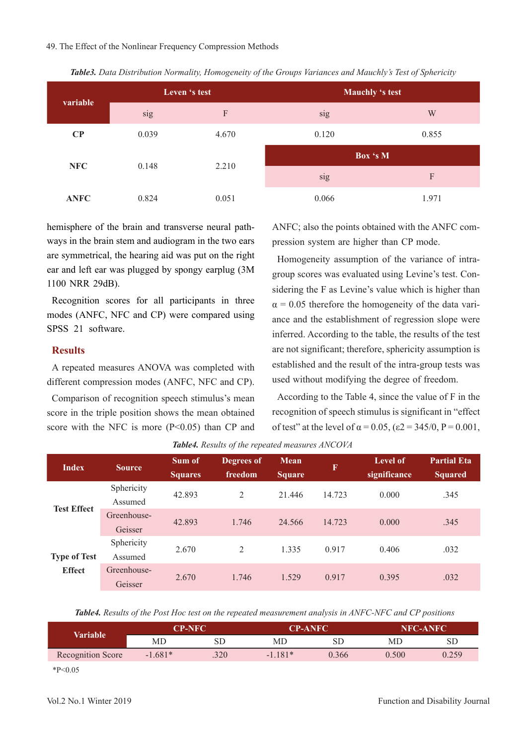*Table3. Data Distribution Normality, Homogeneity of the Groups Variances and Mauchly's Test of Sphericity*

| variable | Leven 's test | | Mauchly 's test | |
|---|---|---|---|---|
| | sig | F | sig | W |
| CP | 0.039 | 4.670 | 0.120 | 0.855 |
| | | | Box 's M | |
| NFC | 0.148 | 2.210 | sig | F |
| ANFC | 0.824 | 0.051 | 0.066 | 1.971 |

hemisphere of the brain and transverse neural pathways in the brain stem and audiogram in the two ears are symmetrical, the hearing aid was put on the right ear and left ear was plugged by spongy earplug (3M 1100 NRR 29dB).

Recognition scores for all participants in three modes (ANFC, NFC and CP) were compared using SPSS 21 software.

## Results

A repeated measures ANOVA was completed with different compression modes (ANFC, NFC and CP).

Comparison of recognition speech stimulus's mean score in the triple position shows the mean obtained score with the NFC is more ($P<0.05$) than CP and ANFC; also the points obtained with the ANFC compression system are higher than CP mode.

Homogeneity assumption of the variance of intra-group scores was evaluated using Levine's test. Considering the F as Levine's value which is higher than $\alpha = 0.05$ therefore the homogeneity of the data variance and the establishment of regression slope were inferred. According to the table, the results of the test are not significant; therefore, sphericity assumption is established and the result of the intra-group tests was used without modifying the degree of freedom.

According to the Table 4, since the value of F in the recognition of speech stimulus is significant in "effect of test" at the level of $\alpha = 0.05$, ($\varepsilon 2 = 345/0$, $P = 0.001$,

*Table4. Results of the repeated measures ANCOVA*

| Index | Source | Sum of Squares | Degrees of freedom | Mean Square | F | Level of significance | Partial Eta Squared |
|---|---|---|---|---|---|---|---|
| Test Effect | Sphericity Assumed | 42.893 | 2 | 21.446 | 14.723 | 0.000 | .345 |
| | Greenhouse-Geisser | 42.893 | 1.746 | 24.566 | 14.723 | 0.000 | .345 |
| Type of Test Effect | Sphericity Assumed | 2.670 | 2 | 1.335 | 0.917 | 0.406 | .032 |
| | Greenhouse-Geisser | 2.670 | 1.746 | 1.529 | 0.917 | 0.395 | .032 |

*Table4. Results of the Post Hoc test on the repeated measurement analysis in ANFC-NFC and CP positions*

| Variable | CP-NFC | | CP-ANFC | | NFC-ANFC | |
|---|---|---|---|---|---|---|
| | MD | SD | MD | SD | MD | SD |
| Recognition Score | -1.681* | .320 | -1.181* | 0.366 | 0.500 | 0.259 |

*P<0.05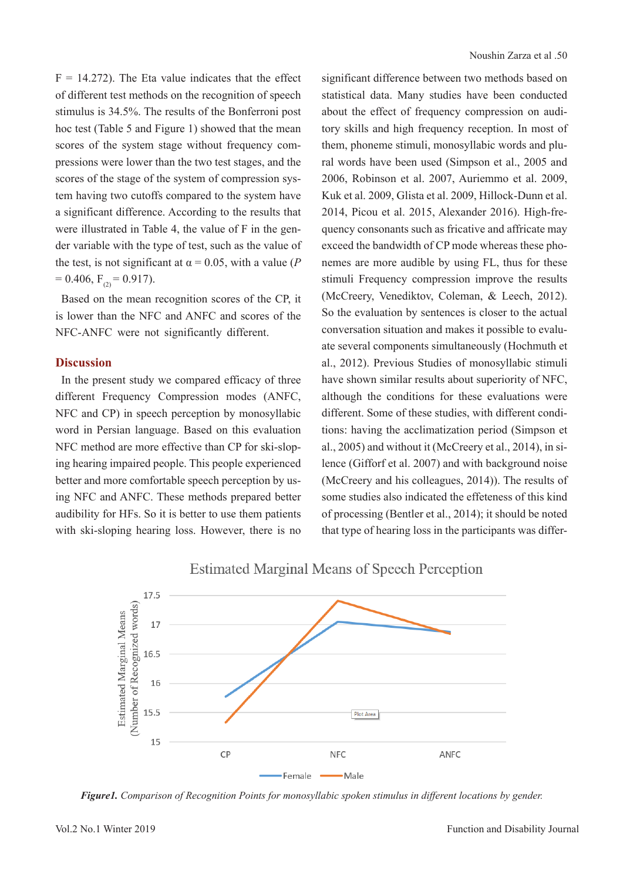F = 14.272). The Eta value indicates that the effect of different test methods on the recognition of speech stimulus is 34.5%. The results of the Bonferroni post hoc test (Table 5 and Figure 1) showed that the mean scores of the system stage without frequency compressions were lower than the two test stages, and the scores of the stage of the system of compression system having two cutoffs compared to the system have a significant difference. According to the results that were illustrated in Table 4, the value of F in the gender variable with the type of test, such as the value of the test, is not significant at $\alpha = 0.05$, with a value ($P = 0.406$, $F_{(2)} = 0.917$).

Based on the mean recognition scores of the CP, it is lower than the NFC and ANFC and scores of the NFC-ANFC were not significantly different.

## Discussion

In the present study we compared efficacy of three different Frequency Compression modes (ANFC, NFC and CP) in speech perception by monosyllabic word in Persian language. Based on this evaluation NFC method are more effective than CP for ski-sloping hearing impaired people. This people experienced better and more comfortable speech perception by using NFC and ANFC. These methods prepared better audibility for HFs. So it is better to use them patients with ski-sloping hearing loss. However, there is no significant difference between two methods based on statistical data. Many studies have been conducted about the effect of frequency compression on auditory skills and high frequency reception. In most of them, phoneme stimuli, monosyllabic words and plural words have been used (Simpson et al., 2005 and 2006, Robinson et al. 2007, Auriemmo et al. 2009, Kuk et al. 2009, Glista et al. 2009, Hillock-Dunn et al. 2014, Picou et al. 2015, Alexander 2016). High-frequency consonants such as fricative and affricate may exceed the bandwidth of CP mode whereas these phonemes are more audible by using FL, thus for these stimuli Frequency compression improve the results (McCreery, Venediktov, Coleman, & Leech, 2012). So the evaluation by sentences is closer to the actual conversation situation and makes it possible to evaluate several components simultaneously (Hochmuth et al., 2012). Previous Studies of monosyllabic stimuli have shown similar results about superiority of NFC, although the conditions for these evaluations were different. Some of these studies, with different conditions: having the acclimatization period (Simpson et al., 2005) and without it (McCreery et al., 2014), in silence (Gifforf et al. 2007) and with background noise (McCreery and his colleagues, 2014)). The results of some studies also indicated the effeteness of this kind of processing (Bentler et al., 2014); it should be noted that type of hearing loss in the participants was differ-

*Figure1. Comparison of Recognition Points for monosyllabic spoken stimulus in different locations by gender.*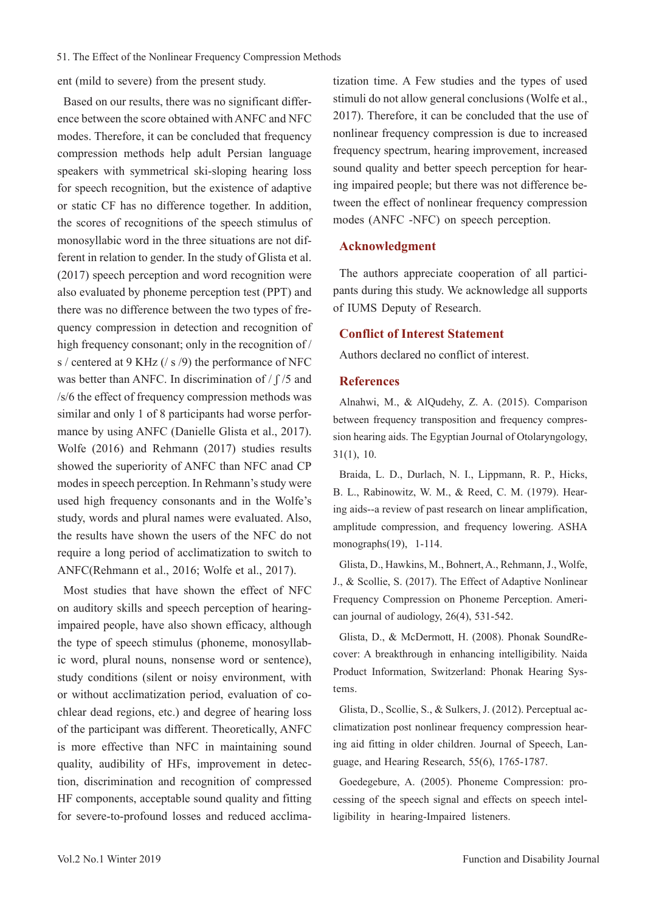ent (mild to severe) from the present study.

Based on our results, there was no significant difference between the score obtained with ANFC and NFC modes. Therefore, it can be concluded that frequency compression methods help adult Persian language speakers with symmetrical ski-sloping hearing loss for speech recognition, but the existence of adaptive or static CF has no difference together. In addition, the scores of recognitions of the speech stimulus of monosyllabic word in the three situations are not different in relation to gender. In the study of Glista et al. (2017) speech perception and word recognition were also evaluated by phoneme perception test (PPT) and there was no difference between the two types of frequency compression in detection and recognition of high frequency consonant; only in the recognition of / s / centered at 9 KHz (/ s /9) the performance of NFC was better than ANFC. In discrimination of / ʃ /5 and /s/6 the effect of frequency compression methods was similar and only 1 of 8 participants had worse performance by using ANFC (Danielle Glista et al., 2017). Wolfe (2016) and Rehmann (2017) studies results showed the superiority of ANFC than NFC anad CP modes in speech perception. In Rehmann's study were used high frequency consonants and in the Wolfe's study, words and plural names were evaluated. Also, the results have shown the users of the NFC do not require a long period of acclimatization to switch to ANFC(Rehmann et al., 2016; Wolfe et al., 2017).

Most studies that have shown the effect of NFC on auditory skills and speech perception of hearing-impaired people, have also shown efficacy, although the type of speech stimulus (phoneme, monosyllabic word, plural nouns, nonsense word or sentence), study conditions (silent or noisy environment, with or without acclimatization period, evaluation of cochlear dead regions, etc.) and degree of hearing loss of the participant was different. Theoretically, ANFC is more effective than NFC in maintaining sound quality, audibility of HFs, improvement in detection, discrimination and recognition of compressed HF components, acceptable sound quality and fitting for severe-to-profound losses and reduced acclimatization time. A Few studies and the types of used stimuli do not allow general conclusions (Wolfe et al., 2017). Therefore, it can be concluded that the use of nonlinear frequency compression is due to increased frequency spectrum, hearing improvement, increased sound quality and better speech perception for hearing impaired people; but there was not difference between the effect of nonlinear frequency compression modes (ANFC -NFC) on speech perception.

## Acknowledgment

The authors appreciate cooperation of all participants during this study. We acknowledge all supports of IUMS Deputy of Research.

## Conflict of Interest Statement

Authors declared no conflict of interest.

## References

Alnahwi, M., & AlQudehy, Z. A. (2015). Comparison between frequency transposition and frequency compression hearing aids. The Egyptian Journal of Otolaryngology, 31(1), 10.

Braida, L. D., Durlach, N. I., Lippmann, R. P., Hicks, B. L., Rabinowitz, W. M., & Reed, C. M. (1979). Hearing aids--a review of past research on linear amplification, amplitude compression, and frequency lowering. ASHA monographs(19), 1-114.

Glista, D., Hawkins, M., Bohnert, A., Rehmann, J., Wolfe, J., & Scollie, S. (2017). The Effect of Adaptive Nonlinear Frequency Compression on Phoneme Perception. American journal of audiology, 26(4), 531-542.

Glista, D., & McDermott, H. (2008). Phonak SoundRecover: A breakthrough in enhancing intelligibility. Naida Product Information, Switzerland: Phonak Hearing Systems.

Glista, D., Scollie, S., & Sulkers, J. (2012). Perceptual acclimatization post nonlinear frequency compression hearing aid fitting in older children. Journal of Speech, Language, and Hearing Research, 55(6), 1765-1787.

Goedegebure, A. (2005). Phoneme Compression: processing of the speech signal and effects on speech intelligibility in hearing-Impaired listeners.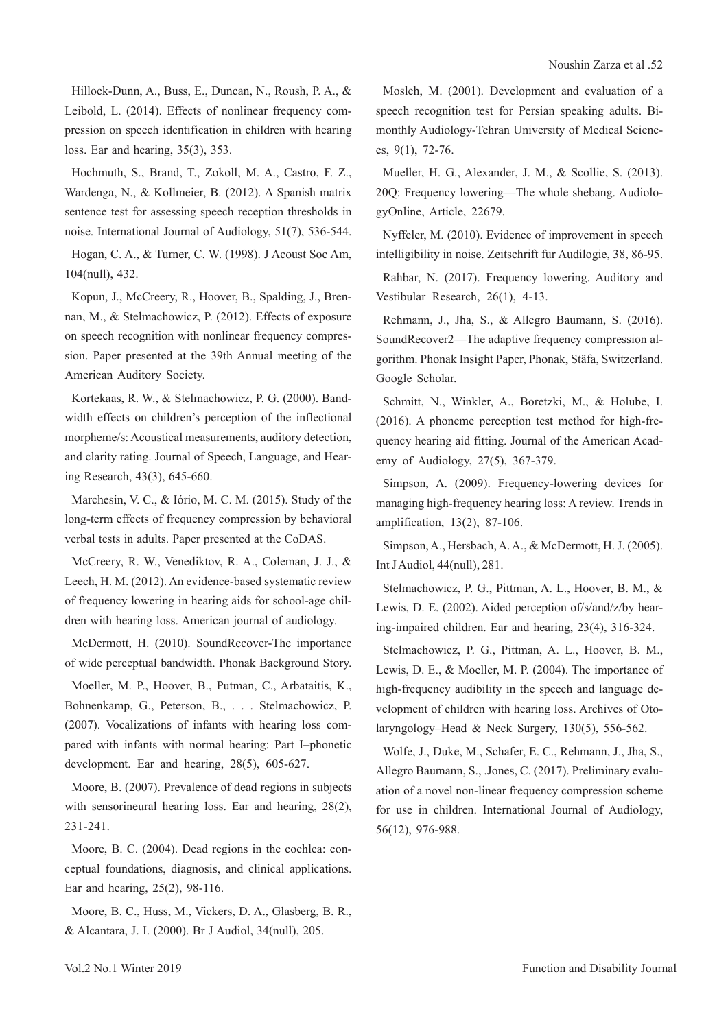Hillock-Dunn, A., Buss, E., Duncan, N., Roush, P. A., & Leibold, L. (2014). Effects of nonlinear frequency compression on speech identification in children with hearing loss. Ear and hearing, 35(3), 353.

Hochmuth, S., Brand, T., Zokoll, M. A., Castro, F. Z., Wardenga, N., & Kollmeier, B. (2012). A Spanish matrix sentence test for assessing speech reception thresholds in noise. International Journal of Audiology, 51(7), 536-544.

Hogan, C. A., & Turner, C. W. (1998). J Acoust Soc Am, 104(null), 432.

Kopun, J., McCreery, R., Hoover, B., Spalding, J., Brennan, M., & Stelmachowicz, P. (2012). Effects of exposure on speech recognition with nonlinear frequency compression. Paper presented at the 39th Annual meeting of the American Auditory Society.

Kortekaas, R. W., & Stelmachowicz, P. G. (2000). Bandwidth effects on children's perception of the inflectional morpheme/s: Acoustical measurements, auditory detection, and clarity rating. Journal of Speech, Language, and Hearing Research, 43(3), 645-660.

Marchesin, V. C., & Iório, M. C. M. (2015). Study of the long-term effects of frequency compression by behavioral verbal tests in adults. Paper presented at the CoDAS.

McCreery, R. W., Venediktov, R. A., Coleman, J. J., & Leech, H. M. (2012). An evidence-based systematic review of frequency lowering in hearing aids for school-age children with hearing loss. American journal of audiology.

McDermott, H. (2010). SoundRecover-The importance of wide perceptual bandwidth. Phonak Background Story.

Moeller, M. P., Hoover, B., Putman, C., Arbataitis, K., Bohnenkamp, G., Peterson, B., . . . Stelmachowicz, P. (2007). Vocalizations of infants with hearing loss compared with infants with normal hearing: Part I–phonetic development. Ear and hearing, 28(5), 605-627.

Moore, B. (2007). Prevalence of dead regions in subjects with sensorineural hearing loss. Ear and hearing, 28(2), 231-241.

Moore, B. C. (2004). Dead regions in the cochlea: conceptual foundations, diagnosis, and clinical applications. Ear and hearing, 25(2), 98-116.

Moore, B. C., Huss, M., Vickers, D. A., Glasberg, B. R., & Alcantara, J. I. (2000). Br J Audiol, 34(null), 205.

Mosleh, M. (2001). Development and evaluation of a speech recognition test for Persian speaking adults. Bimonthly Audiology-Tehran University of Medical Sciences, 9(1), 72-76.

Mueller, H. G., Alexander, J. M., & Scollie, S. (2013). 20Q: Frequency lowering—The whole shebang. AudiologyOnline, Article, 22679.

Nyffeler, M. (2010). Evidence of improvement in speech intelligibility in noise. Zeitschrift fur Audilogie, 38, 86-95.

Rahbar, N. (2017). Frequency lowering. Auditory and Vestibular Research, 26(1), 4-13.

Rehmann, J., Jha, S., & Allegro Baumann, S. (2016). SoundRecover2—The adaptive frequency compression algorithm. Phonak Insight Paper, Phonak, Stäfa, Switzerland. Google Scholar.

Schmitt, N., Winkler, A., Boretzki, M., & Holube, I. (2016). A phoneme perception test method for high-frequency hearing aid fitting. Journal of the American Academy of Audiology, 27(5), 367-379.

Simpson, A. (2009). Frequency-lowering devices for managing high-frequency hearing loss: A review. Trends in amplification, 13(2), 87-106.

Simpson, A., Hersbach, A. A., & McDermott, H. J. (2005). Int J Audiol, 44(null), 281.

Stelmachowicz, P. G., Pittman, A. L., Hoover, B. M., & Lewis, D. E. (2002). Aided perception of/s/and/z/by hearing-impaired children. Ear and hearing, 23(4), 316-324.

Stelmachowicz, P. G., Pittman, A. L., Hoover, B. M., Lewis, D. E., & Moeller, M. P. (2004). The importance of high-frequency audibility in the speech and language development of children with hearing loss. Archives of Otolaryngology–Head & Neck Surgery, 130(5), 556-562.

Wolfe, J., Duke, M., Schafer, E. C., Rehmann, J., Jha, S., Allegro Baumann, S., .Jones, C. (2017). Preliminary evaluation of a novel non-linear frequency compression scheme for use in children. International Journal of Audiology, 56(12), 976-988.